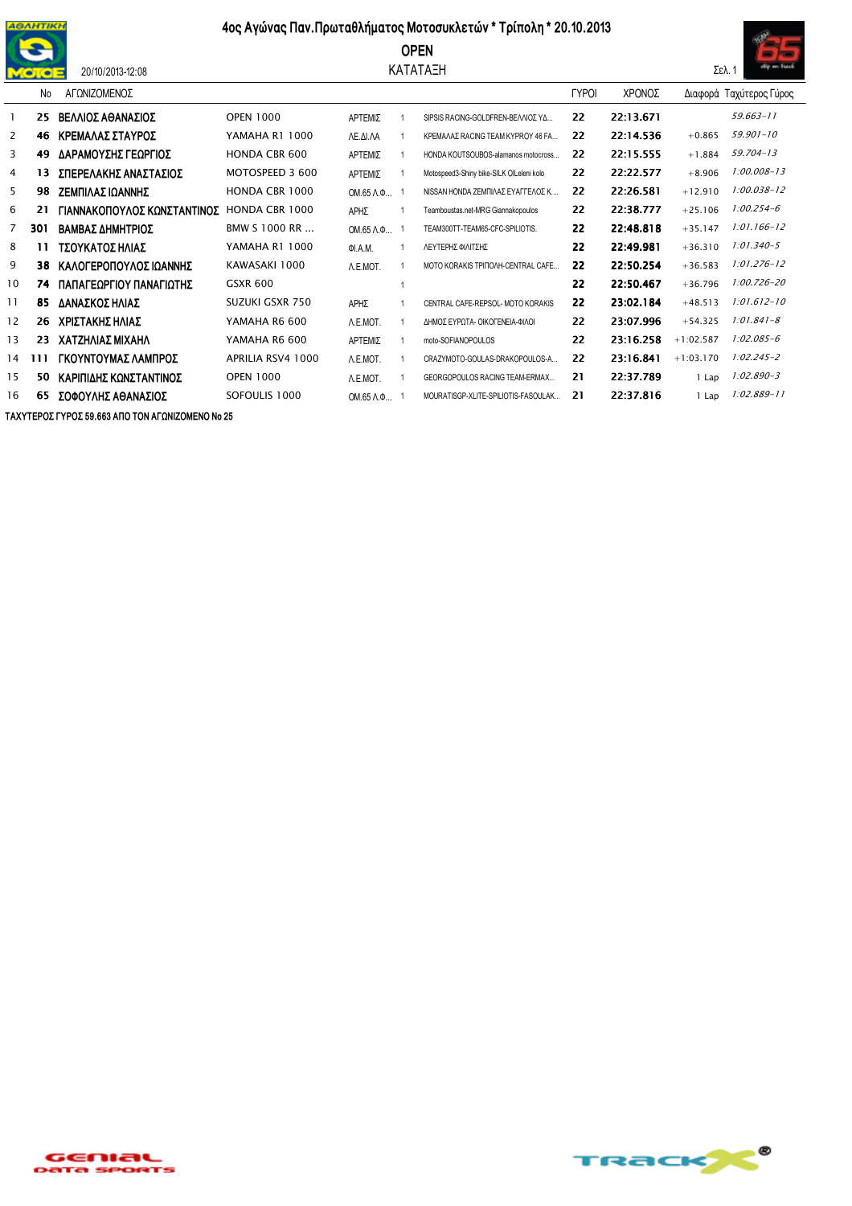# 4ος Αγώνας Παν.Πρωταθλήματος Μοτοσυκλετών * Τρίπολη * 20.10.2013

## OPEN

### ΚΑΤΑΤΑΞΗ

20/10/2013-12:08

Σελ. 1

| | No | ΑΓΩΝΙΖΟΜΕΝΟΣ | | | | | ΓΥΡΟΙ | ΧΡΟΝΟΣ | Διαφορά | Ταχύτερος Γύρος |
|---|---|---|---|---|---|---|---|---|---|---|
| 1 | 25 | ΒΕΛΛΙΟΣ ΑΘΑΝΑΣΙΟΣ | OPEN 1000 | ΑΡΤΕΜΙΣ | 1 | SIPSIS RACING-GOLDFREN-ΒΕΛΛΙΟΣ ΥΔ... | 22 | 22:13.671 | | 59.663-11 |
| 2 | 46 | ΚΡΕΜΑΛΑΣ ΣΤΑΥΡΟΣ | YAMAHA R1 1000 | ΛΕ.ΔΙ.ΛΑ | 1 | ΚΡΕΜΑΛΑΣ RACING TEAM KYPROY 46 FA... | 22 | 22:14.536 | +0.865 | 59.901-10 |
| 3 | 49 | ΔΑΡΑΜΟΥΣΗΣ ΓΕΩΡΓΙΟΣ | HONDA CBR 600 | ΑΡΤΕΜΙΣ | 1 | HONDA KOUTSOUBOS-alamanos motocross... | 22 | 22:15.555 | +1.884 | 59.704-13 |
| 4 | 13 | ΣΠΕΡΕΛΑΚΗΣ ΑΝΑΣΤΑΣΙΟΣ | MOTOSPEED 3 600 | ΑΡΤΕΜΙΣ | 1 | Motospeed3-Shiny bike-SILK OILeleni kolo | 22 | 22:22.577 | +8.906 | 1:00.008-13 |
| 5 | 98 | ΖΕΜΠΙΛΑΣ ΙΩΑΝΝΗΣ | HONDA CBR 1000 | ΟΜ.65 Λ.Φ... | 1 | NISSAN HONDA ΖΕΜΠΙΛΑΣ ΕΥΑΓΓΕΛΟΣ Κ... | 22 | 22:26.581 | +12.910 | 1:00.038-12 |
| 6 | 21 | ΓΙΑΝΝΑΚΟΠΟΥΛΟΣ ΚΩΝΣΤΑΝΤΙΝΟΣ | HONDA CBR 1000 | ΑΡΗΣ | 1 | Teamboustas.net-MRG Giannakopoulos | 22 | 22:38.777 | +25.106 | 1:00.254-6 |
| 7 | 301 | ΒΑΜΒΑΣ ΔΗΜΗΤΡΙΟΣ | BMW S 1000 RR ... | ΟΜ.65 Λ.Φ... | 1 | TEAM300TT-TEAM65-CFC-SPILIOTIS. | 22 | 22:48.818 | +35.147 | 1:01.166-12 |
| 8 | 11 | ΤΣΟΥΚΑΤΟΣ ΗΛΙΑΣ | YAMAHA R1 1000 | ΦΙ.Α.Μ. | 1 | ΛΕΥΤΕΡΗΣ ΦΙΛΙΤΣΗΣ | 22 | 22:49.981 | +36.310 | 1:01.340-5 |
| 9 | 38 | ΚΑΛΟΓΕΡΟΠΟΥΛΟΣ ΙΩΑΝΝΗΣ | KAWASAKI 1000 | Λ.Ε.ΜΟΤ. | 1 | MOTO KORAKIS ΤΡΙΠΟΛΗ-CENTRAL CAFE... | 22 | 22:50.254 | +36.583 | 1:01.276-12 |
| 10 | 74 | ΠΑΠΑΓΕΩΡΓΙΟΥ ΠΑΝΑΓΙΩΤΗΣ | GSXR 600 | | 1 | | 22 | 22:50.467 | +36.796 | 1:00.726-20 |
| 11 | 85 | ΔΑΝΑΣΚΟΣ ΗΛΙΑΣ | SUZUKI GSXR 750 | ΑΡΗΣ | 1 | CENTRAL CAFE-REPSOL- MOTO KORAKIS | 22 | 23:02.184 | +48.513 | 1:01.612-10 |
| 12 | 26 | ΧΡΙΣΤΑΚΗΣ ΗΛΙΑΣ | YAMAHA R6 600 | Λ.Ε.ΜΟΤ. | 1 | ΔΗΜΟΣ ΕΥΡΩΤΑ- ΟΙΚΟΓΕΝΕΙΑ-ΦΙΛΟΙ | 22 | 23:07.996 | +54.325 | 1:01.841-8 |
| 13 | 23 | ΧΑΤΖΗΛΙΑΣ ΜΙΧΑΗΛ | YAMAHA R6 600 | ΑΡΤΕΜΙΣ | 1 | moto-SOFIANOPOULOS | 22 | 23:16.258 | +1:02.587 | 1:02.085-6 |
| 14 | 111 | ΓΚΟΥΝΤΟΥΜΑΣ ΛΑΜΠΡΟΣ | APRILIA RSV4 1000 | Λ.Ε.ΜΟΤ. | 1 | CRAZYMOTO-GOULAS-DRAKOPOULOS-A... | 22 | 23:16.841 | +1:03.170 | 1:02.245-2 |
| 15 | 50 | ΚΑΡΙΠΙΔΗΣ ΚΩΝΣΤΑΝΤΙΝΟΣ | OPEN 1000 | Λ.Ε.ΜΟΤ. | 1 | GEORGOPOULOS RACING TEAM-ERMAX... | 21 | 22:37.789 | 1 Lap | 1:02.890-3 |
| 16 | 65 | ΣΟΦΟΥΛΗΣ ΑΘΑΝΑΣΙΟΣ | SOFOULIS 1000 | ΟΜ.65 Λ.Φ... | 1 | MOURATISGP-XLITE-SPILIOTIS-FASOULAK... | 21 | 22:37.816 | 1 Lap | 1:02.889-11 |

**ΤΑΧΥΤΕΡΟΣ ΓΥΡΟΣ 59.663 ΑΠΟ ΤΟΝ ΑΓΩΝΙΖΟΜΕΝΟ No 25**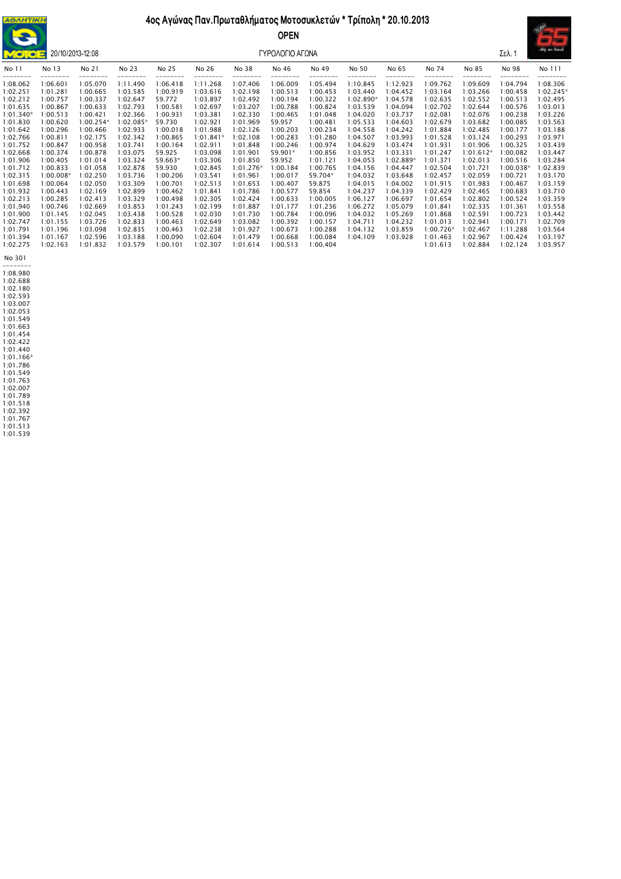# 4ος Αγώνας Παν.Πρωταθλήματος Μοτοσυκλετών * Τρίπολη * 20.10.2013

## OPEN

20/10/2013-12:08

ΓΥΡΟΛΟΓΙΟ ΑΓΩΝΑ

Σελ. 1

| No 11 | No 13 | No 21 | No 23 | No 25 | No 26 | No 38 | No 46 | No 49 | No 50 | No 65 | No 74 | No 85 | No 98 | No 111 |
|---|---|---|---|---|---|---|---|---|---|---|---|---|---|---|
| 1:08.062 | 1:06.601 | 1:05.070 | 1:11.490 | 1:06.418 | 1:11.268 | 1:07.406 | 1:06.009 | 1:05.494 | 1:10.845 | 1:12.923 | 1:09.762 | 1:09.609 | 1:04.794 | 1:08.306 |
| 1:02.251 | 1:01.281 | 1:00.665 | 1:03.585 | 1:00.919 | 1:03.616 | 1:02.198 | 1:00.513 | 1:00.453 | 1:03.440 | 1:04.452 | 1:03.164 | 1:03.266 | 1:00.458 | 1:02.245* |
| 1:02.212 | 1:00.757 | 1:00.337 | 1:02.647 | 59.772 | 1:03.897 | 1:02.492 | 1:00.194 | 1:00.322 | 1:02.890* | 1:04.578 | 1:02.635 | 1:02.552 | 1:00.513 | 1:02.495 |
| 1:01.635 | 1:00.867 | 1:00.633 | 1:02.793 | 1:00.581 | 1:02.697 | 1:03.207 | 1:00.788 | 1:00.824 | 1:03.539 | 1:04.094 | 1:02.702 | 1:02.644 | 1:00.576 | 1:03.013 |
| 1:01.340* | 1:00.513 | 1:00.421 | 1:02.366 | 1:00.931 | 1:03.381 | 1:02.330 | 1:00.465 | 1:01.048 | 1:04.020 | 1:03.737 | 1:02.081 | 1:02.076 | 1:00.238 | 1:03.226 |
| 1:01.830 | 1:00.620 | 1:00.254* | 1:02.085* | 59.730 | 1:02.921 | 1:01.969 | 59.957 | 1:00.481 | 1:05.533 | 1:04.603 | 1:02.679 | 1:03.682 | 1:00.085 | 1:03.563 |
| 1:01.642 | 1:00.296 | 1:00.466 | 1:02.933 | 1:00.018 | 1:01.988 | 1:02.126 | 1:00.203 | 1:00.234 | 1:04.558 | 1:04.242 | 1:01.884 | 1:02.485 | 1:00.177 | 1:03.188 |
| 1:02.766 | 1:00.811 | 1:02.175 | 1:02.342 | 1:00.865 | 1:01.841* | 1:02.108 | 1:00.283 | 1:01.280 | 1:04.507 | 1:03.993 | 1:01.528 | 1:03.124 | 1:00.293 | 1:03.971 |
| 1:01.752 | 1:00.847 | 1:00.958 | 1:03.741 | 1:00.164 | 1:02.911 | 1:01.848 | 1:00.246 | 1:00.974 | 1:04.629 | 1:03.474 | 1:01.931 | 1:01.906 | 1:00.325 | 1:03.439 |
| 1:02.668 | 1:00.374 | 1:00.878 | 1:03.075 | 59.925 | 1:03.098 | 1:01.901 | 59.901* | 1:00.856 | 1:03.952 | 1:03.331 | 1:01.247 | 1:01.612* | 1:00.082 | 1:03.447 |
| 1:01.906 | 1:00.405 | 1:01.014 | 1:03.324 | 59.663* | 1:03.306 | 1:01.850 | 59.952 | 1:01.121 | 1:04.053 | 1:02.889* | 1:01.371 | 1:02.013 | 1:00.516 | 1:03.284 |
| 1:01.712 | 1:00.833 | 1:01.058 | 1:02.878 | 59.930 | 1:02.845 | 1:01.276* | 1:00.184 | 1:00.765 | 1:04.156 | 1:04.447 | 1:02.504 | 1:01.721 | 1:00.038* | 1:02.839 |
| 1:02.315 | 1:00.008* | 1:02.250 | 1:03.736 | 1:00.206 | 1:03.541 | 1:01.961 | 1:00.017 | 59.704* | 1:04.032 | 1:03.648 | 1:02.457 | 1:02.059 | 1:00.721 | 1:03.170 |
| 1:01.698 | 1:00.064 | 1:02.050 | 1:03.309 | 1:00.701 | 1:02.513 | 1:01.653 | 1:00.407 | 59.875 | 1:04.015 | 1:04.002 | 1:01.915 | 1:01.983 | 1:00.467 | 1:03.159 |
| 1:01.932 | 1:00.443 | 1:02.169 | 1:02.899 | 1:00.462 | 1:01.841 | 1:01.786 | 1:00.577 | 59.854 | 1:04.237 | 1:04.339 | 1:02.429 | 1:02.465 | 1:00.683 | 1:03.710 |
| 1:02.213 | 1:00.285 | 1:02.413 | 1:03.329 | 1:00.498 | 1:02.305 | 1:02.424 | 1:00.633 | 1:00.005 | 1:06.127 | 1:06.697 | 1:01.654 | 1:02.802 | 1:00.524 | 1:03.359 |
| 1:01.940 | 1:00.746 | 1:02.669 | 1:03.853 | 1:01.243 | 1:02.199 | 1:01.887 | 1:01.177 | 1:01.236 | 1:06.272 | 1:05.079 | 1:01.841 | 1:02.335 | 1:01.361 | 1:03.558 |
| 1:01.900 | 1:01.145 | 1:02.045 | 1:03.438 | 1:00.528 | 1:02.030 | 1:01.730 | 1:00.784 | 1:00.096 | 1:04.032 | 1:05.269 | 1:01.868 | 1:02.591 | 1:00.723 | 1:03.442 |
| 1:02.747 | 1:01.155 | 1:03.726 | 1:02.833 | 1:00.463 | 1:02.649 | 1:03.082 | 1:00.392 | 1:00.157 | 1:04.711 | 1:04.232 | 1:01.013 | 1:02.941 | 1:00.171 | 1:02.709 |
| 1:01.791 | 1:01.196 | 1:03.098 | 1:02.835 | 1:00.463 | 1:02.238 | 1:01.927 | 1:00.673 | 1:00.288 | 1:04.132 | 1:03.859 | 1:00.726* | 1:02.467 | 1:11.288 | 1:03.564 |
| 1:01.394 | 1:01.167 | 1:02.596 | 1:03.188 | 1:00.090 | 1:02.604 | 1:01.479 | 1:00.668 | 1:00.084 | 1:04.109 | 1:03.928 | 1:01.463 | 1:02.967 | 1:00.424 | 1:03.197 |
| 1:02.275 | 1:02.163 | 1:01.832 | 1:03.579 | 1:00.101 | 1:02.307 | 1:01.614 | 1:00.513 | 1:00.404 | | | 1:01.613 | 1:02.884 | 1:02.124 | 1:03.957 |

| No 301 |
|---|
| 1:08.980 |
| 1:02.688 |
| 1:02.180 |
| 1:02.593 |
| 1:03.007 |
| 1:02.053 |
| 1:01.549 |
| 1:01.663 |
| 1:01.454 |
| 1:02.422 |
| 1:01.440 |
| 1:01.166* |
| 1:01.786 |
| 1:01.549 |
| 1:01.763 |
| 1:02.007 |
| 1:01.789 |
| 1:01.518 |
| 1:02.392 |
| 1:01.767 |
| 1:01.513 |
| 1:01.539 |